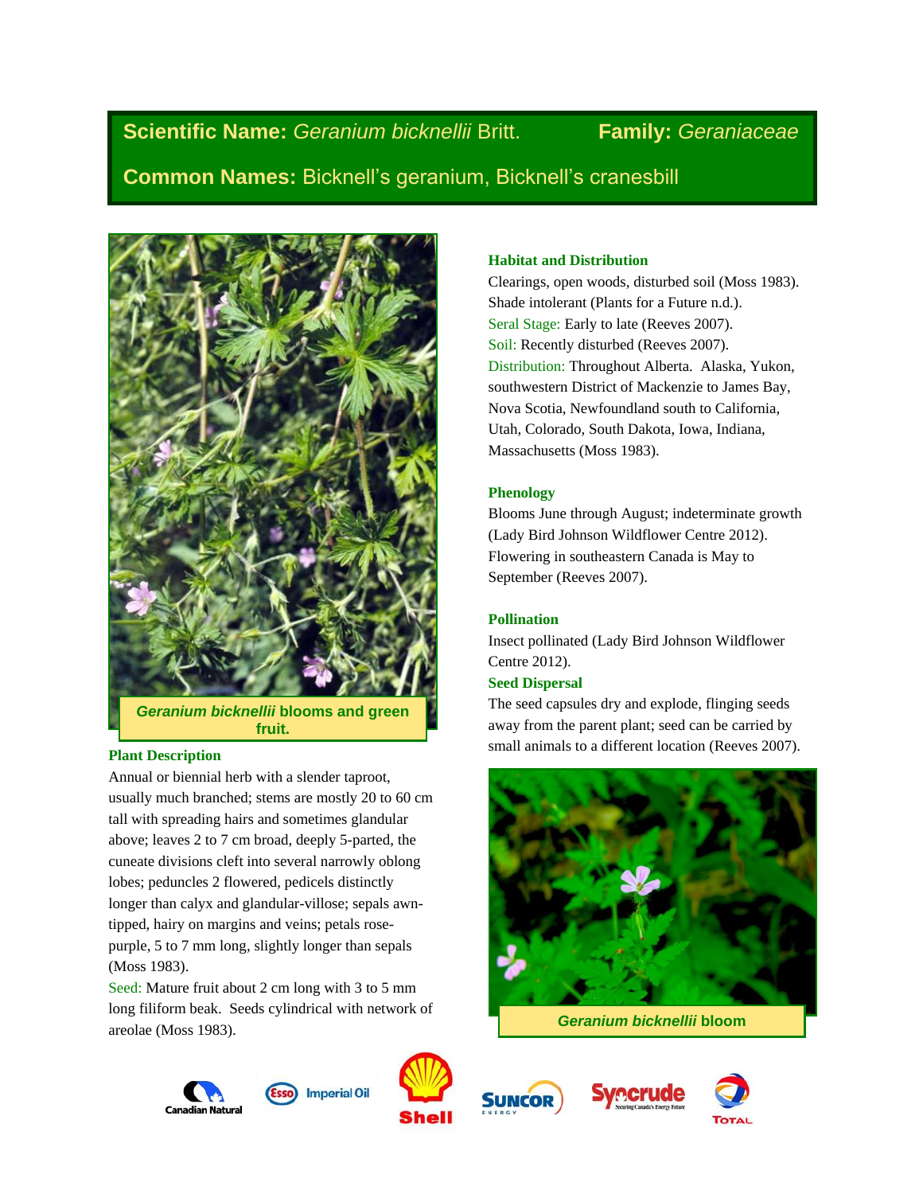**Scientific Name:** *Geranium bicknellii* Britt. **Family:** *Geraniaceae*

**Common Names:** Bicknell's geranium, Bicknell's cranesbill

***Geranium bicknellii*** **blooms and green fruit.**

### Plant Description

Annual or biennial herb with a slender taproot, usually much branched; stems are mostly 20 to 60 cm tall with spreading hairs and sometimes glandular above; leaves 2 to 7 cm broad, deeply 5-parted, the cuneate divisions cleft into several narrowly oblong lobes; peduncles 2 flowered, pedicels distinctly longer than calyx and glandular-villose; sepals awn-tipped, hairy on margins and veins; petals rose-purple, 5 to 7 mm long, slightly longer than sepals (Moss 1983).

Seed: Mature fruit about 2 cm long with 3 to 5 mm long filiform beak. Seeds cylindrical with network of areolae (Moss 1983).

### Habitat and Distribution

Clearings, open woods, disturbed soil (Moss 1983). Shade intolerant (Plants for a Future n.d.).

Seral Stage: Early to late (Reeves 2007).

Soil: Recently disturbed (Reeves 2007).

Distribution: Throughout Alberta. Alaska, Yukon, southwestern District of Mackenzie to James Bay, Nova Scotia, Newfoundland south to California, Utah, Colorado, South Dakota, Iowa, Indiana, Massachusetts (Moss 1983).

### Phenology

Blooms June through August; indeterminate growth (Lady Bird Johnson Wildflower Centre 2012). Flowering in southeastern Canada is May to September (Reeves 2007).

### Pollination

Insect pollinated (Lady Bird Johnson Wildflower Centre 2012).

### Seed Dispersal

The seed capsules dry and explode, flinging seeds away from the parent plant; seed can be carried by small animals to a different location (Reeves 2007).

***Geranium bicknellii*** **bloom**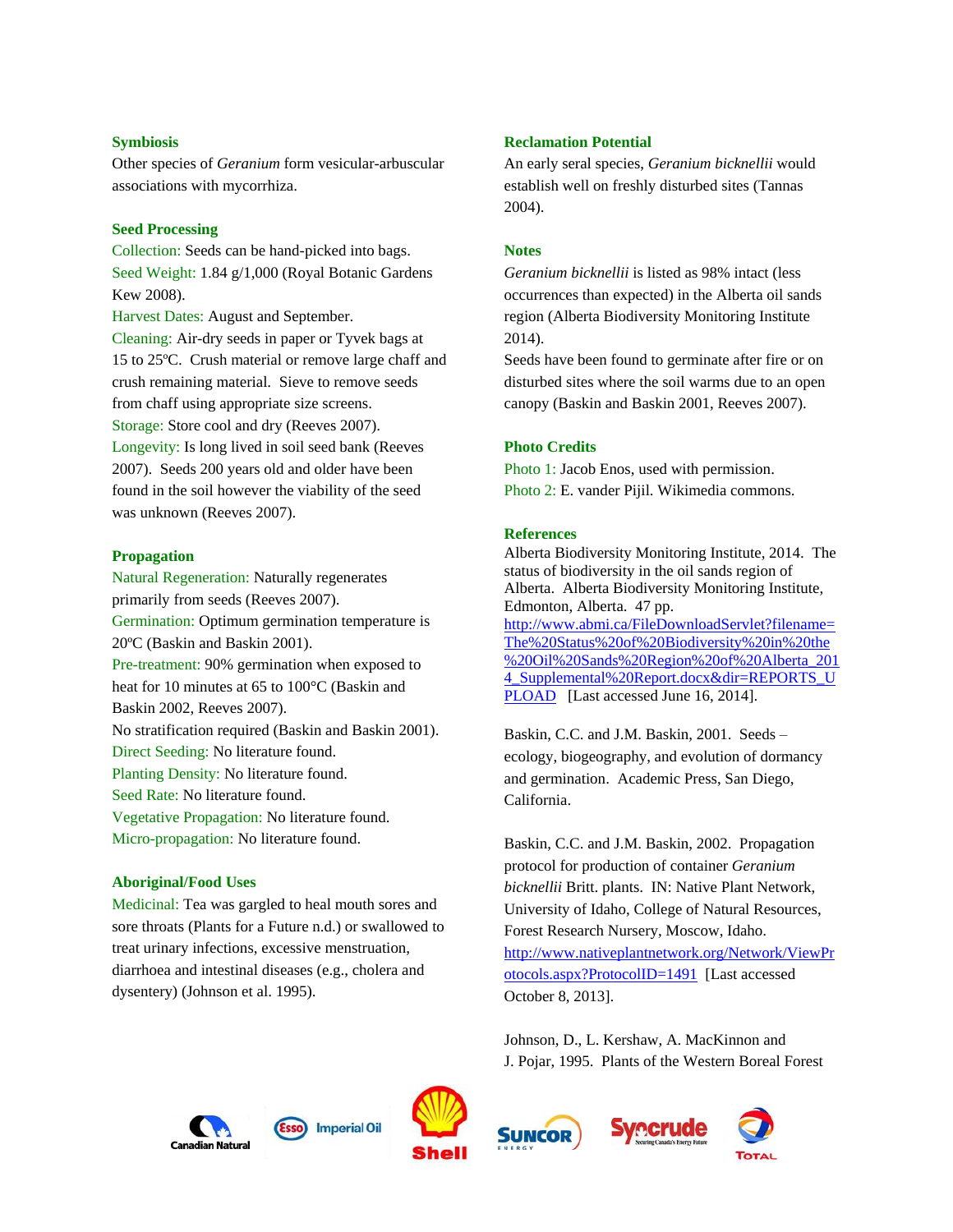### Symbiosis

Other species of *Geranium* form vesicular-arbuscular associations with mycorrhiza.

### Seed Processing

Collection: Seeds can be hand-picked into bags.
Seed Weight: 1.84 g/1,000 (Royal Botanic Gardens Kew 2008).
Harvest Dates: August and September.
Cleaning: Air-dry seeds in paper or Tyvek bags at 15 to 25ºC. Crush material or remove large chaff and crush remaining material. Sieve to remove seeds from chaff using appropriate size screens.
Storage: Store cool and dry (Reeves 2007).
Longevity: Is long lived in soil seed bank (Reeves 2007). Seeds 200 years old and older have been found in the soil however the viability of the seed was unknown (Reeves 2007).

### Propagation

Natural Regeneration: Naturally regenerates primarily from seeds (Reeves 2007).
Germination: Optimum germination temperature is 20ºC (Baskin and Baskin 2001).
Pre-treatment: 90% germination when exposed to heat for 10 minutes at 65 to 100°C (Baskin and Baskin 2002, Reeves 2007).
No stratification required (Baskin and Baskin 2001).
Direct Seeding: No literature found.
Planting Density: No literature found.
Seed Rate: No literature found.
Vegetative Propagation: No literature found.
Micro-propagation: No literature found.

### Aboriginal/Food Uses

Medicinal: Tea was gargled to heal mouth sores and sore throats (Plants for a Future n.d.) or swallowed to treat urinary infections, excessive menstruation, diarrhoea and intestinal diseases (e.g., cholera and dysentery) (Johnson et al. 1995).

### Reclamation Potential

An early seral species, *Geranium bicknellii* would establish well on freshly disturbed sites (Tannas 2004).

### Notes

*Geranium bicknellii* is listed as 98% intact (less occurrences than expected) in the Alberta oil sands region (Alberta Biodiversity Monitoring Institute 2014).
Seeds have been found to germinate after fire or on disturbed sites where the soil warms due to an open canopy (Baskin and Baskin 2001, Reeves 2007).

### Photo Credits

Photo 1: Jacob Enos, used with permission.
Photo 2: E. vander Pijil. Wikimedia commons.

### References

Alberta Biodiversity Monitoring Institute, 2014. The status of biodiversity in the oil sands region of Alberta. Alberta Biodiversity Monitoring Institute, Edmonton, Alberta. 47 pp. http://www.abmi.ca/FileDownloadServlet?filename=The%20Status%20of%20Biodiversity%20in%20the%20Oil%20Sands%20Region%20of%20Alberta_2014_Supplemental%20Report.docx&dir=REPORTS_UPLOAD [Last accessed June 16, 2014].

Baskin, C.C. and J.M. Baskin, 2001. Seeds – ecology, biogeography, and evolution of dormancy and germination. Academic Press, San Diego, California.

Baskin, C.C. and J.M. Baskin, 2002. Propagation protocol for production of container *Geranium bicknellii* Britt. plants. IN: Native Plant Network, University of Idaho, College of Natural Resources, Forest Research Nursery, Moscow, Idaho. http://www.nativeplantnetwork.org/Network/ViewProtocols.aspx?ProtocolID=1491 [Last accessed October 8, 2013].

Johnson, D., L. Kershaw, A. MacKinnon and J. Pojar, 1995. Plants of the Western Boreal Forest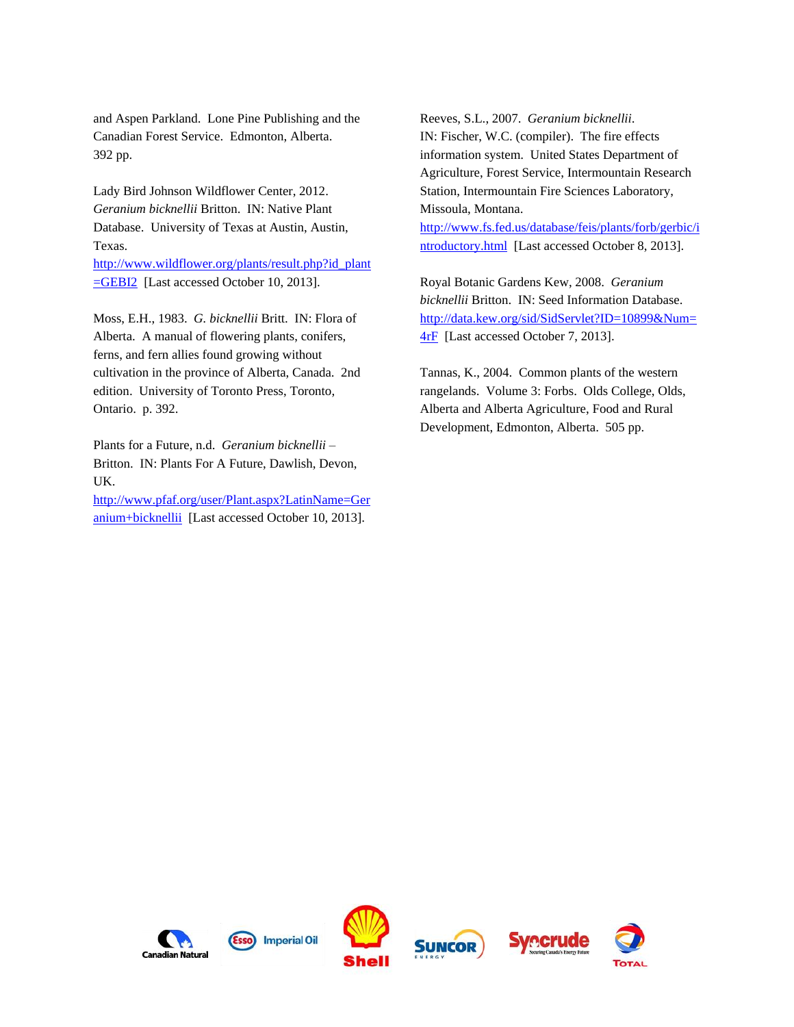and Aspen Parkland. Lone Pine Publishing and the Canadian Forest Service. Edmonton, Alberta. 392 pp.

Lady Bird Johnson Wildflower Center, 2012. *Geranium bicknellii* Britton. IN: Native Plant Database. University of Texas at Austin, Austin, Texas. http://www.wildflower.org/plants/result.php?id_plant=GEBI2 [Last accessed October 10, 2013].

Moss, E.H., 1983. *G. bicknellii* Britt. IN: Flora of Alberta. A manual of flowering plants, conifers, ferns, and fern allies found growing without cultivation in the province of Alberta, Canada. 2nd edition. University of Toronto Press, Toronto, Ontario. p. 392.

Plants for a Future, n.d. *Geranium bicknellii* – Britton. IN: Plants For A Future, Dawlish, Devon, UK. http://www.pfaf.org/user/Plant.aspx?LatinName=Geranium+bicknellii [Last accessed October 10, 2013].

Reeves, S.L., 2007. *Geranium bicknellii*. IN: Fischer, W.C. (compiler). The fire effects information system. United States Department of Agriculture, Forest Service, Intermountain Research Station, Intermountain Fire Sciences Laboratory, Missoula, Montana. http://www.fs.fed.us/database/feis/plants/forb/gerbic/introductory.html [Last accessed October 8, 2013].

Royal Botanic Gardens Kew, 2008. *Geranium bicknellii* Britton. IN: Seed Information Database. http://data.kew.org/sid/SidServlet?ID=10899&Num=4rF [Last accessed October 7, 2013].

Tannas, K., 2004. Common plants of the western rangelands. Volume 3: Forbs. Olds College, Olds, Alberta and Alberta Agriculture, Food and Rural Development, Edmonton, Alberta. 505 pp.